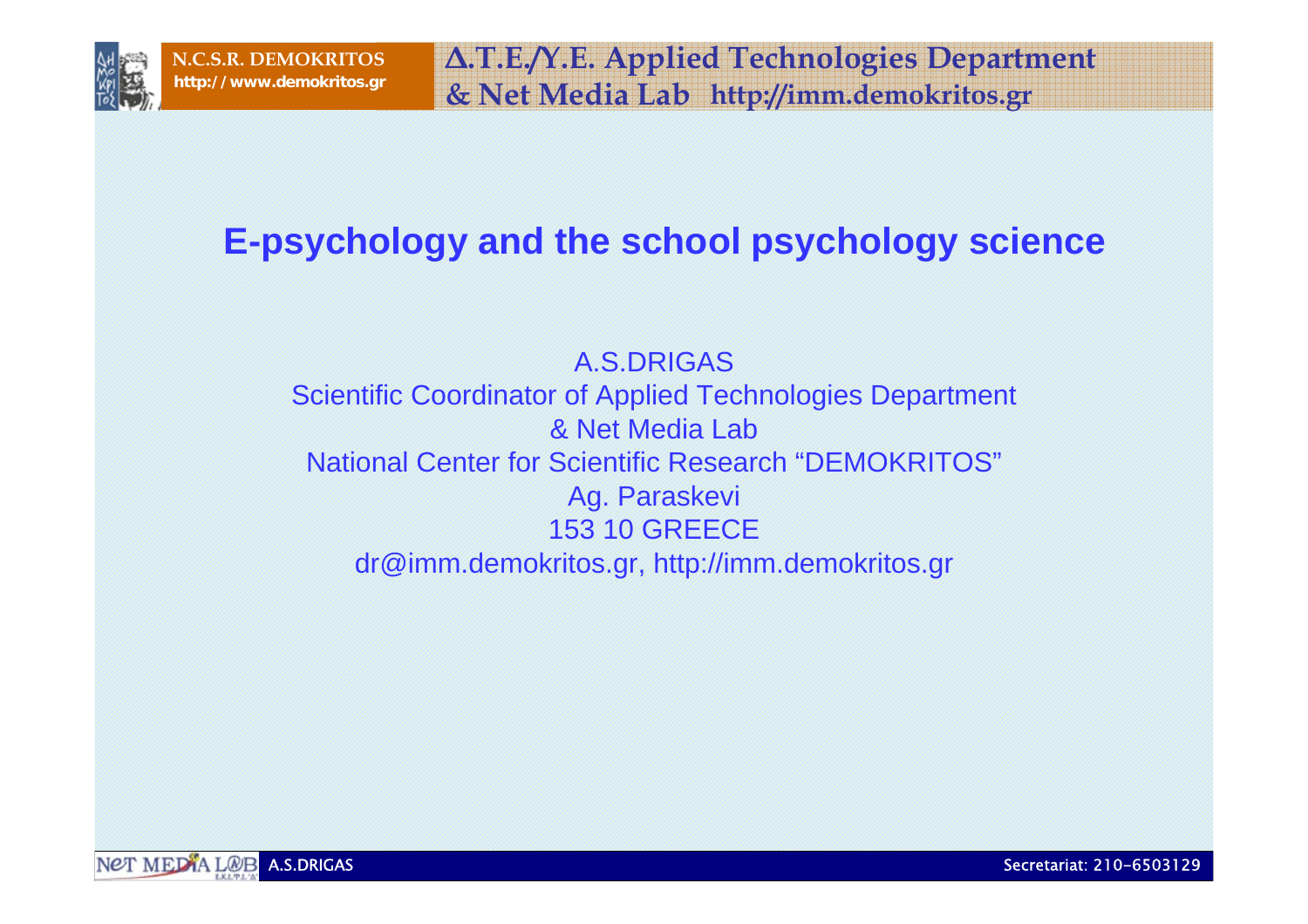# E-psychology and the school psychology science

A.S.DRIGAS
Scientific Coordinator of Applied Technologies Department
& Net Media Lab
National Center for Scientific Research "DEMOKRITOS"
Ag. Paraskevi
153 10 GREECE
dr@imm.demokritos.gr, http://imm.demokritos.gr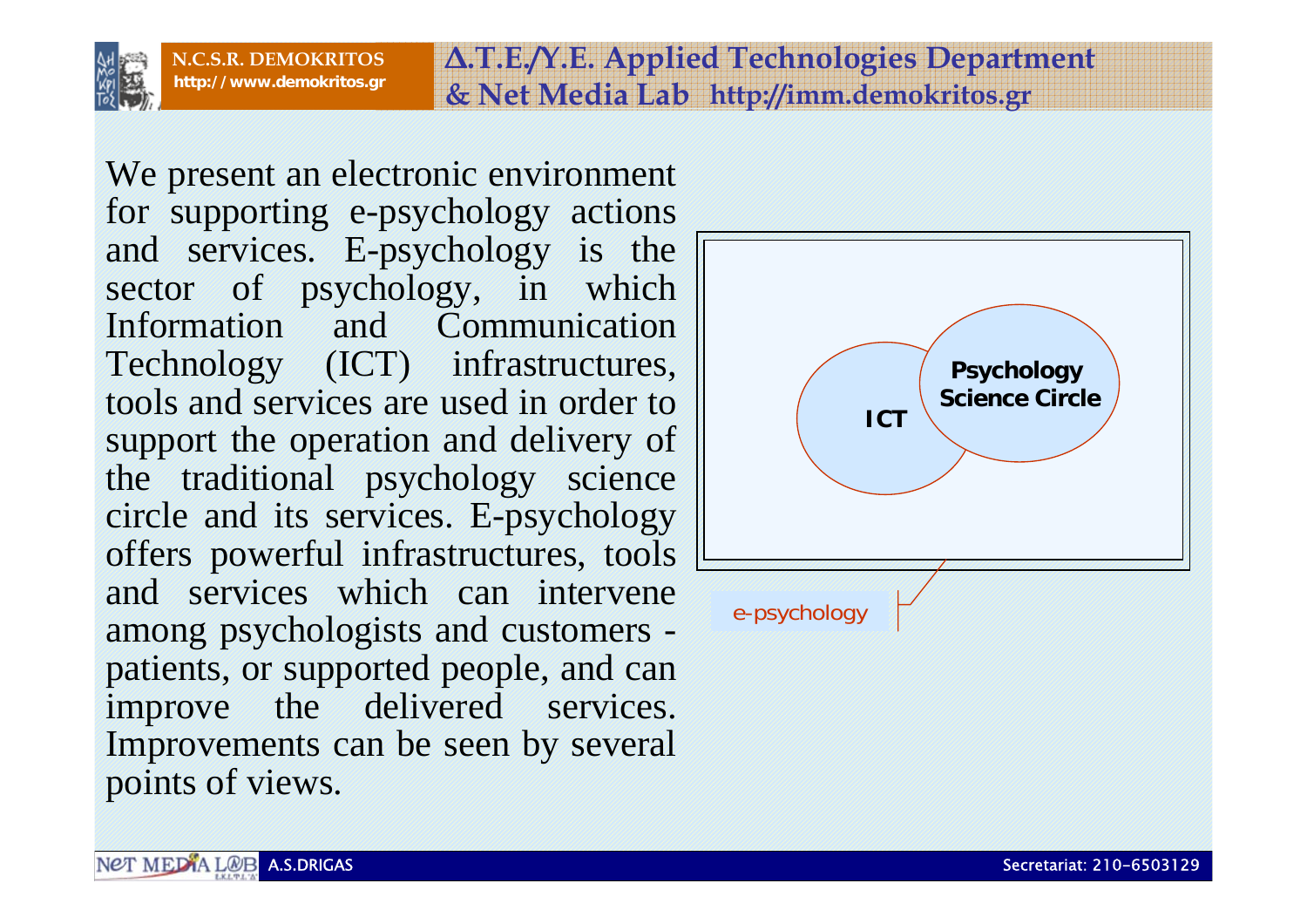We present an electronic environment for supporting e-psychology actions and services. E-psychology is the sector of psychology, in which Information and Communication Technology (ICT) infrastructures, tools and services are used in order to support the operation and delivery of the traditional psychology science circle and its services. E-psychology offers powerful infrastructures, tools and services which can intervene among psychologists and customers - patients, or supported people, and can improve the delivered services. Improvements can be seen by several points of views.

ICT

Psychology Science Circle

e-psychology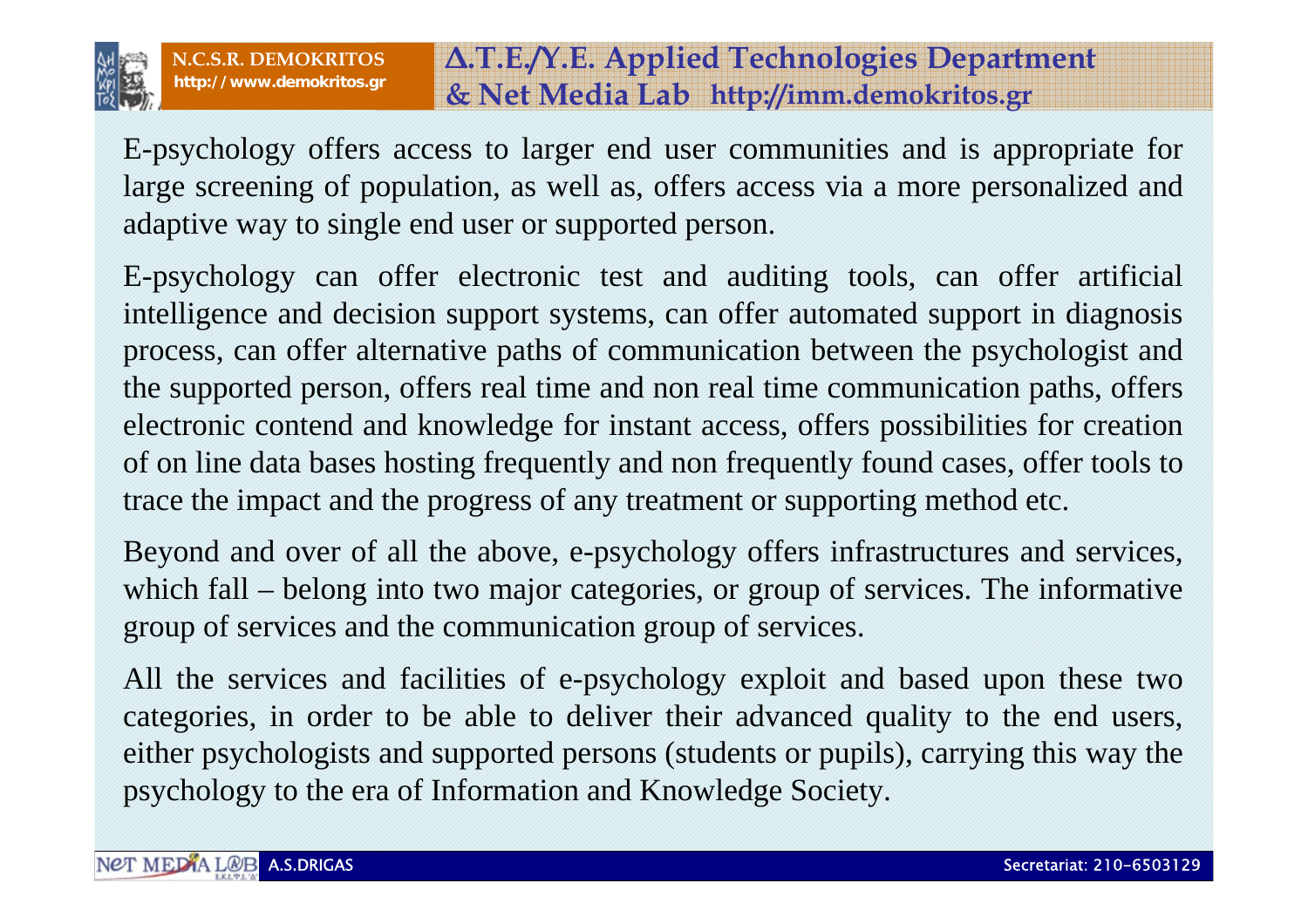E-psychology offers access to larger end user communities and is appropriate for large screening of population, as well as, offers access via a more personalized and adaptive way to single end user or supported person.

E-psychology can offer electronic test and auditing tools, can offer artificial intelligence and decision support systems, can offer automated support in diagnosis process, can offer alternative paths of communication between the psychologist and the supported person, offers real time and non real time communication paths, offers electronic contend and knowledge for instant access, offers possibilities for creation of on line data bases hosting frequently and non frequently found cases, offer tools to trace the impact and the progress of any treatment or supporting method etc.

Beyond and over of all the above, e-psychology offers infrastructures and services, which fall – belong into two major categories, or group of services. The informative group of services and the communication group of services.

All the services and facilities of e-psychology exploit and based upon these two categories, in order to be able to deliver their advanced quality to the end users, either psychologists and supported persons (students or pupils), carrying this way the psychology to the era of Information and Knowledge Society.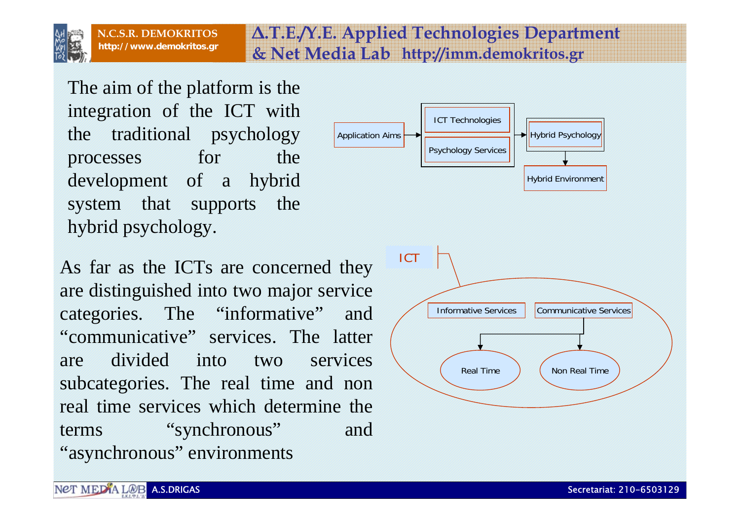The aim of the platform is the integration of the ICT with the traditional psychology processes for the development of a hybrid system that supports the hybrid psychology.

Application Aims → ICT Technologies / Psychology Services → Hybrid Psychology → Hybrid Environment

As far as the ICTs are concerned they are distinguished into two major service categories. The “informative” and “communicative” services. The latter are divided into two services subcategories. The real time and non real time services which determine the terms “synchronous” and “asynchronous” environments

ICT

- Informative Services
- Communicative Services
  - Real Time
  - Non Real Time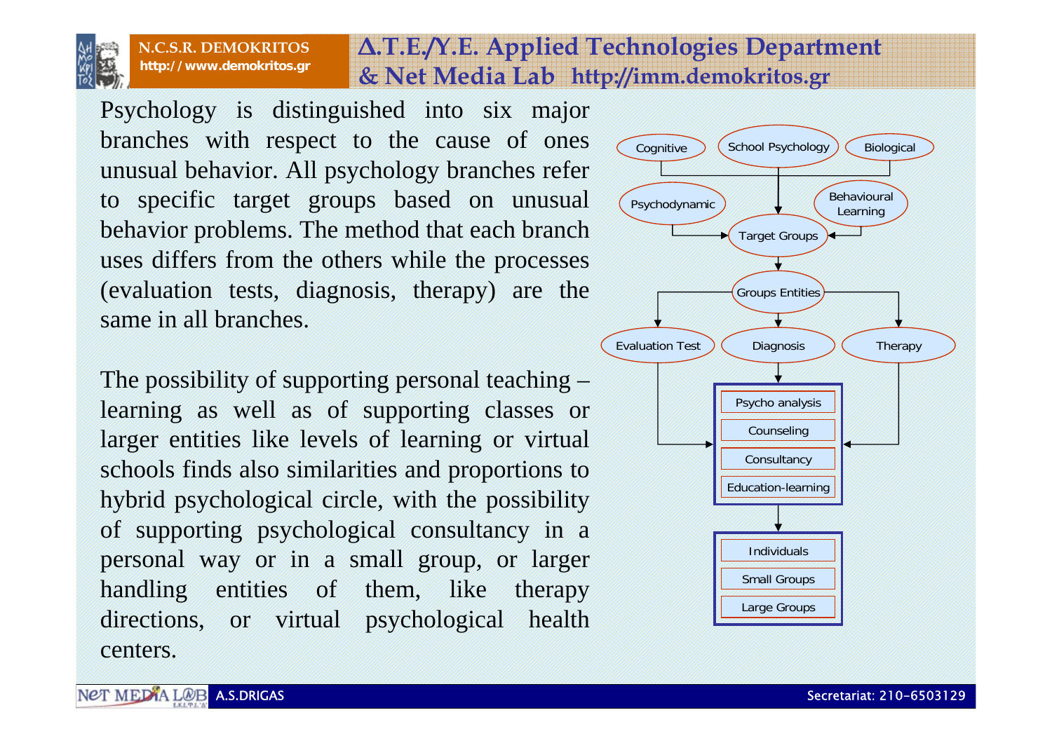Psychology is distinguished into six major branches with respect to the cause of ones unusual behavior. All psychology branches refer to specific target groups based on unusual behavior problems. The method that each branch uses differs from the others while the processes (evaluation tests, diagnosis, therapy) are the same in all branches.

The possibility of supporting personal teaching – learning as well as of supporting classes or larger entities like levels of learning or virtual schools finds also similarities and proportions to hybrid psychological circle, with the possibility of supporting psychological consultancy in a personal way or in a small group, or larger handling entities of them, like therapy directions, or virtual psychological health centers.

Cognitive | School Psychology | Biological

Psychodynamic | Behavioural Learning

Target Groups

Groups Entities

Evaluation Test | Diagnosis | Therapy

- Psycho analysis
- Counseling
- Consultancy
- Education-learning

- Individuals
- Small Groups
- Large Groups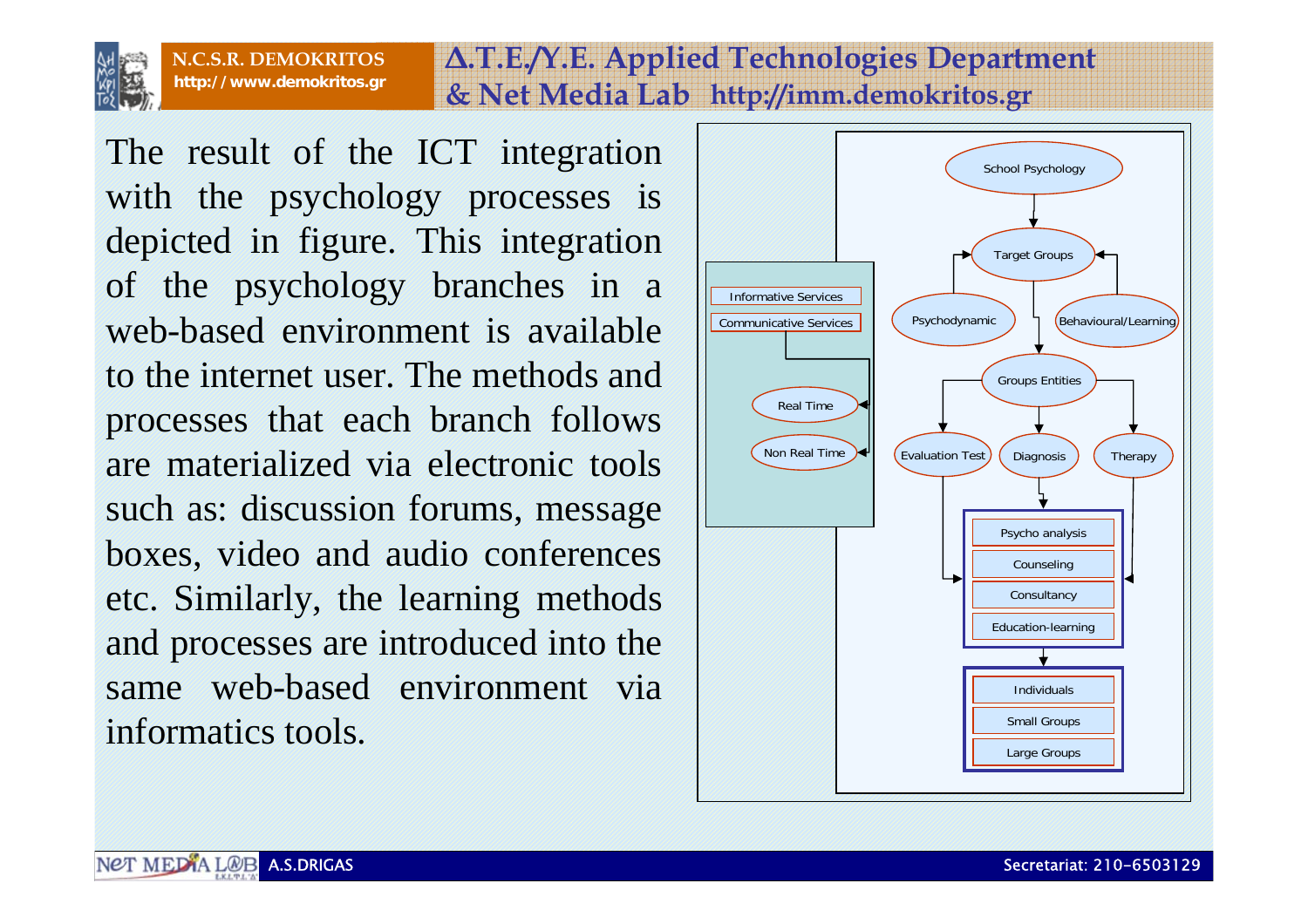The result of the ICT integration with the psychology processes is depicted in figure. This integration of the psychology branches in a web-based environment is available to the internet user. The methods and processes that each branch follows are materialized via electronic tools such as: discussion forums, message boxes, video and audio conferences etc. Similarly, the learning methods and processes are introduced into the same web-based environment via informatics tools.

School Psychology

Target Groups

Psychodynamic

Behavioural/Learning

Groups Entities

Evaluation Test

Diagnosis

Therapy

Psycho analysis

Counseling

Consultancy

Education-learning

Individuals

Small Groups

Large Groups

Informative Services

Communicative Services

Real Time

Non Real Time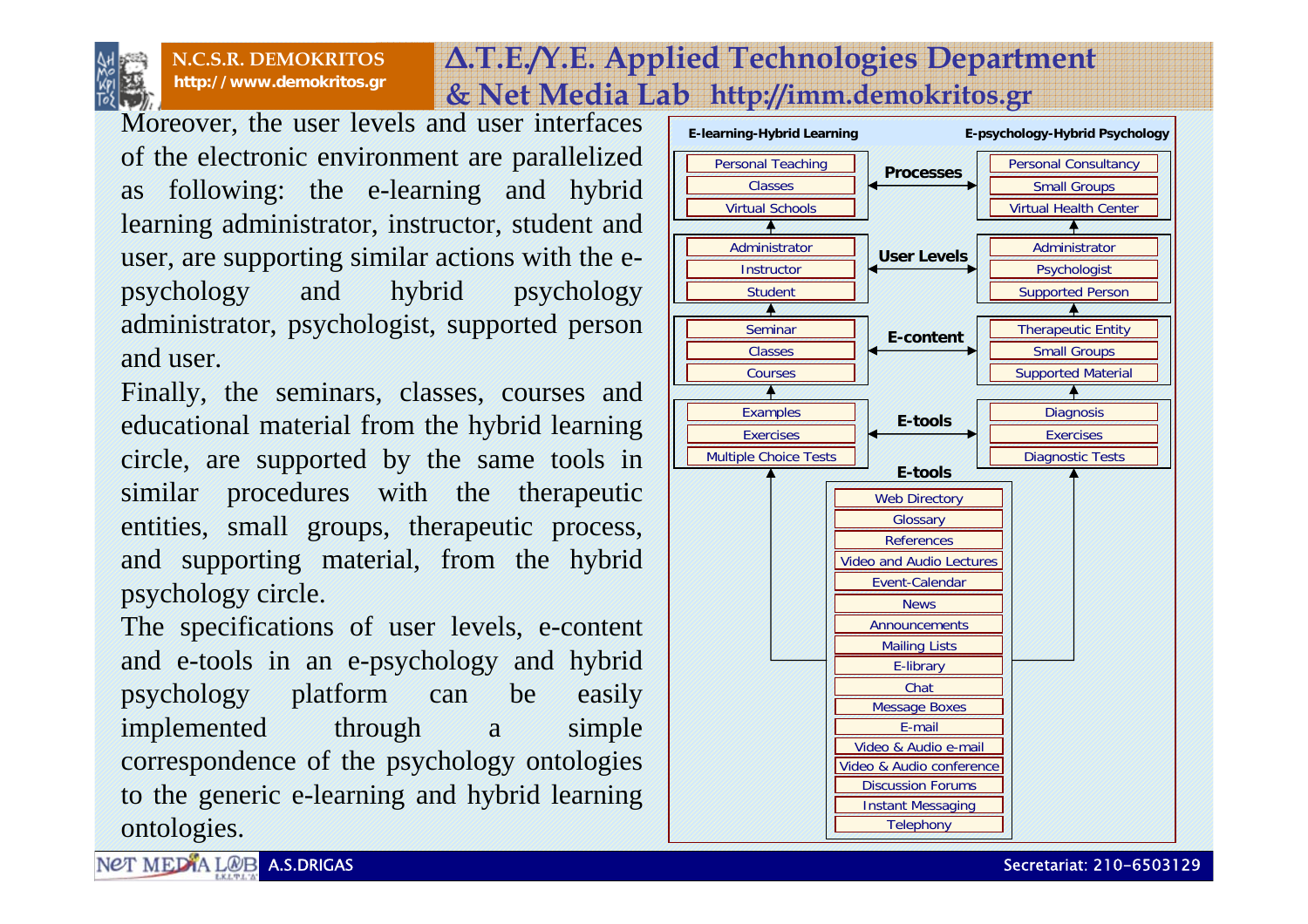Moreover, the user levels and user interfaces of the electronic environment are parallelized as following: the e-learning and hybrid learning administrator, instructor, student and user, are supporting similar actions with the e-psychology and hybrid psychology administrator, psychologist, supported person and user.

Finally, the seminars, classes, courses and educational material from the hybrid learning circle, are supported by the same tools in similar procedures with the therapeutic entities, small groups, therapeutic process, and supporting material, from the hybrid psychology circle.

The specifications of user levels, e-content and e-tools in an e-psychology and hybrid psychology platform can be easily implemented through a simple correspondence of the psychology ontologies to the generic e-learning and hybrid learning ontologies.

| E-learning-Hybrid Learning | | E-psychology-Hybrid Psychology |
| --- | --- | --- |
| Personal Teaching, Classes, Virtual Schools | Processes | Personal Consultancy, Small Groups, Virtual Health Center |
| Administrator, Instructor, Student | User Levels | Administrator, Psychologist, Supported Person |
| Seminar, Classes, Courses | E-content | Therapeutic Entity, Small Groups, Supported Material |
| Examples, Exercises, Multiple Choice Tests | E-tools | Diagnosis, Exercises, Diagnostic Tests |

**E-tools**

- Web Directory
- Glossary
- References
- Video and Audio Lectures
- Event-Calendar
- News
- Announcements
- Mailing Lists
- E-library
- Chat
- Message Boxes
- E-mail
- Video & Audio e-mail
- Video & Audio conference
- Discussion Forums
- Instant Messaging
- Telephony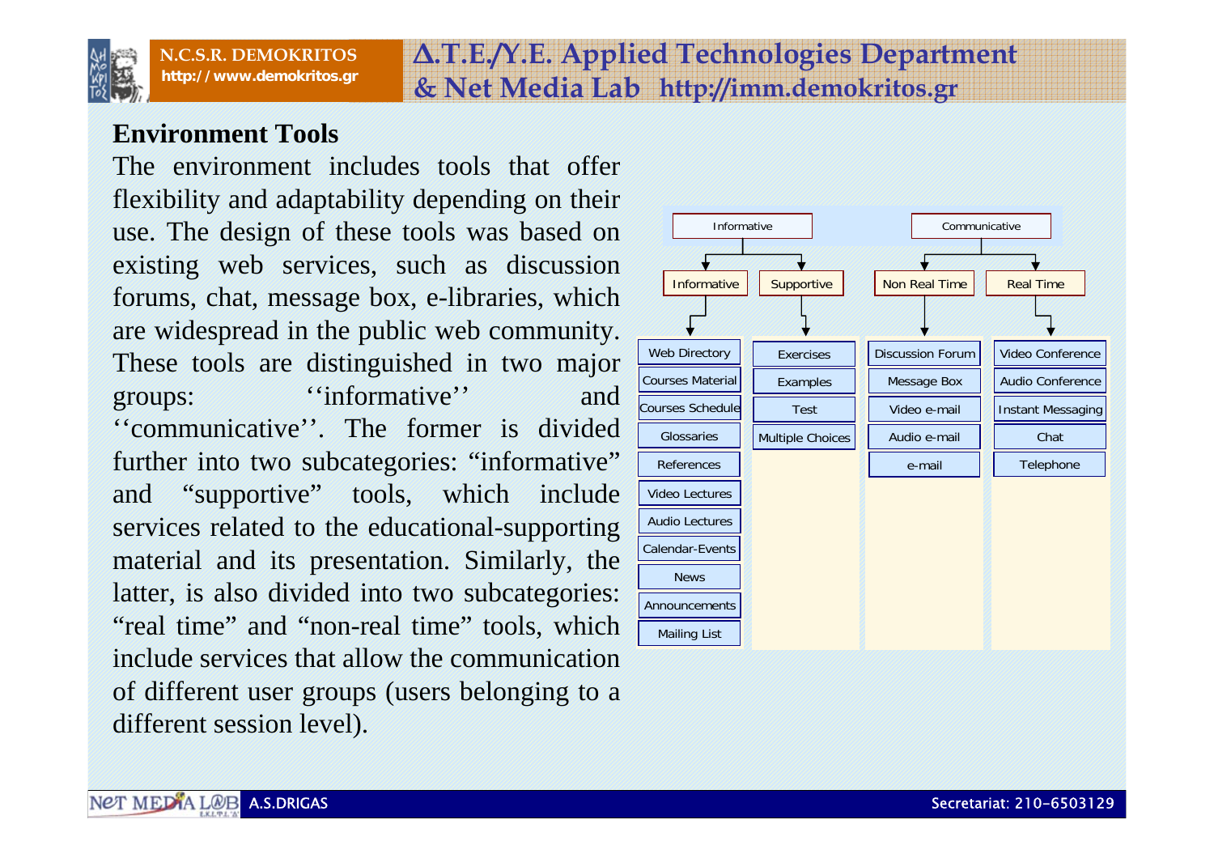## Environment Tools

The environment includes tools that offer flexibility and adaptability depending on their use. The design of these tools was based on existing web services, such as discussion forums, chat, message box, e-libraries, which are widespread in the public web community. These tools are distinguished in two major groups: ‘‘informative’’ and ‘‘communicative’’. The former is divided further into two subcategories: “informative” and “supportive” tools, which include services related to the educational-supporting material and its presentation. Similarly, the latter, is also divided into two subcategories: “real time” and “non-real time” tools, which include services that allow the communication of different user groups (users belonging to a different session level).

| Informative | | Communicative | |
|---|---|---|---|
| **Informative** | **Supportive** | **Non Real Time** | **Real Time** |
| Web Directory | Exercises | Discussion Forum | Video Conference |
| Courses Material | Examples | Message Box | Audio Conference |
| Courses Schedule | Test | Video e-mail | Instant Messaging |
| Glossaries | Multiple Choices | Audio e-mail | Chat |
| References | | e-mail | Telephone |
| Video Lectures | | | |
| Audio Lectures | | | |
| Calendar-Events | | | |
| News | | | |
| Announcements | | | |
| Mailing List | | | |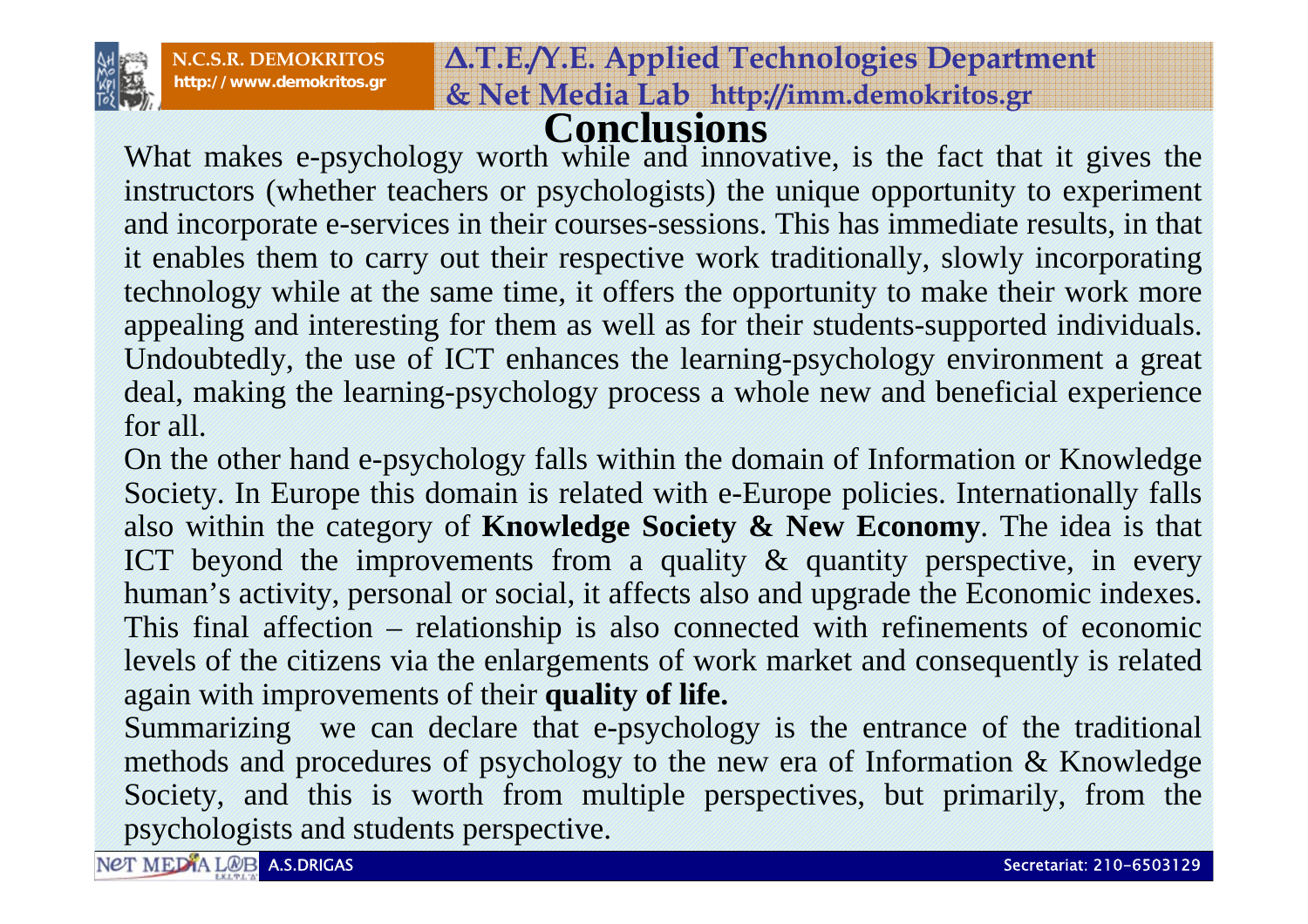# Conclusions

What makes e-psychology worth while and innovative, is the fact that it gives the instructors (whether teachers or psychologists) the unique opportunity to experiment and incorporate e-services in their courses-sessions. This has immediate results, in that it enables them to carry out their respective work traditionally, slowly incorporating technology while at the same time, it offers the opportunity to make their work more appealing and interesting for them as well as for their students-supported individuals. Undoubtedly, the use of ICT enhances the learning-psychology environment a great deal, making the learning-psychology process a whole new and beneficial experience for all.

On the other hand e-psychology falls within the domain of Information or Knowledge Society. In Europe this domain is related with e-Europe policies. Internationally falls also within the category of **Knowledge Society & New Economy**. The idea is that ICT beyond the improvements from a quality & quantity perspective, in every human's activity, personal or social, it affects also and upgrade the Economic indexes. This final affection – relationship is also connected with refinements of economic levels of the citizens via the enlargements of work market and consequently is related again with improvements of their **quality of life.**

Summarizing we can declare that e-psychology is the entrance of the traditional methods and procedures of psychology to the new era of Information & Knowledge Society, and this is worth from multiple perspectives, but primarily, from the psychologists and students perspective.